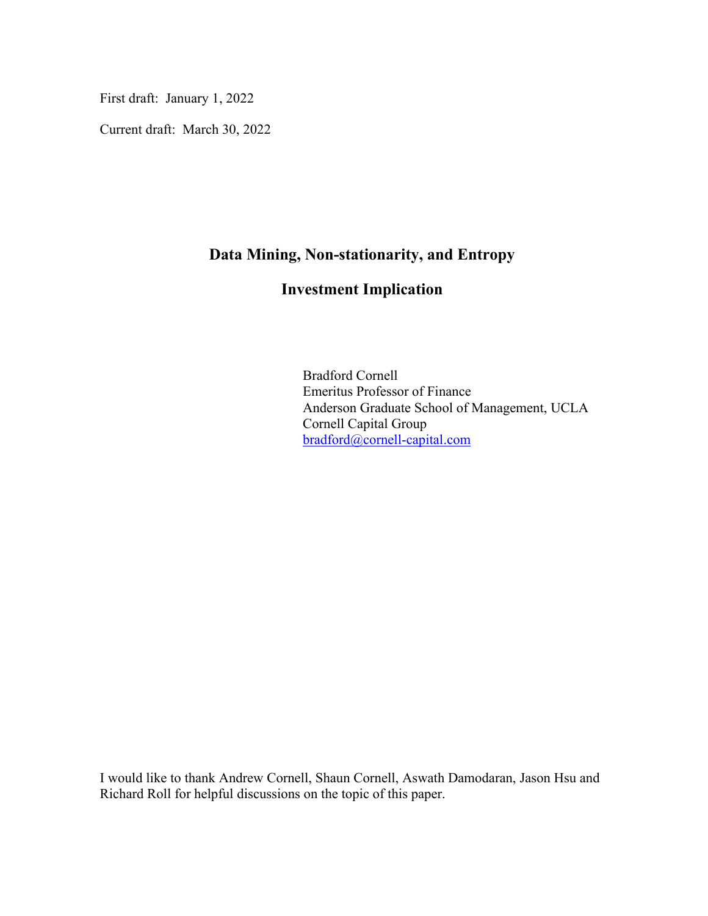First draft: January 1, 2022

Current draft: March 30, 2022

# Data Mining, Non-stationarity, and Entropy

## Investment Implication

Bradford Cornell
Emeritus Professor of Finance
Anderson Graduate School of Management, UCLA
Cornell Capital Group
bradford@cornell-capital.com

I would like to thank Andrew Cornell, Shaun Cornell, Aswath Damodaran, Jason Hsu and Richard Roll for helpful discussions on the topic of this paper.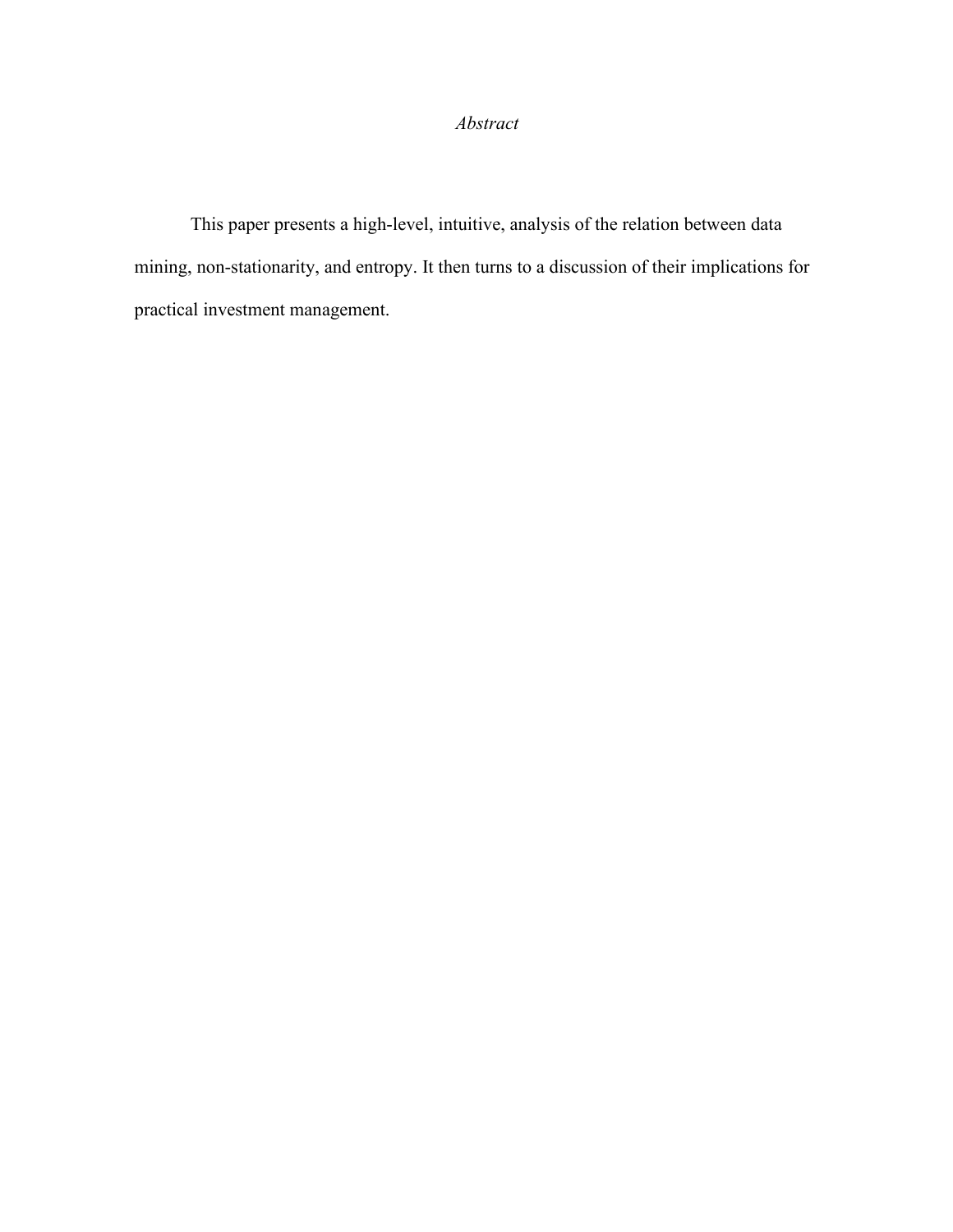*Abstract*

This paper presents a high-level, intuitive, analysis of the relation between data mining, non-stationarity, and entropy. It then turns to a discussion of their implications for practical investment management.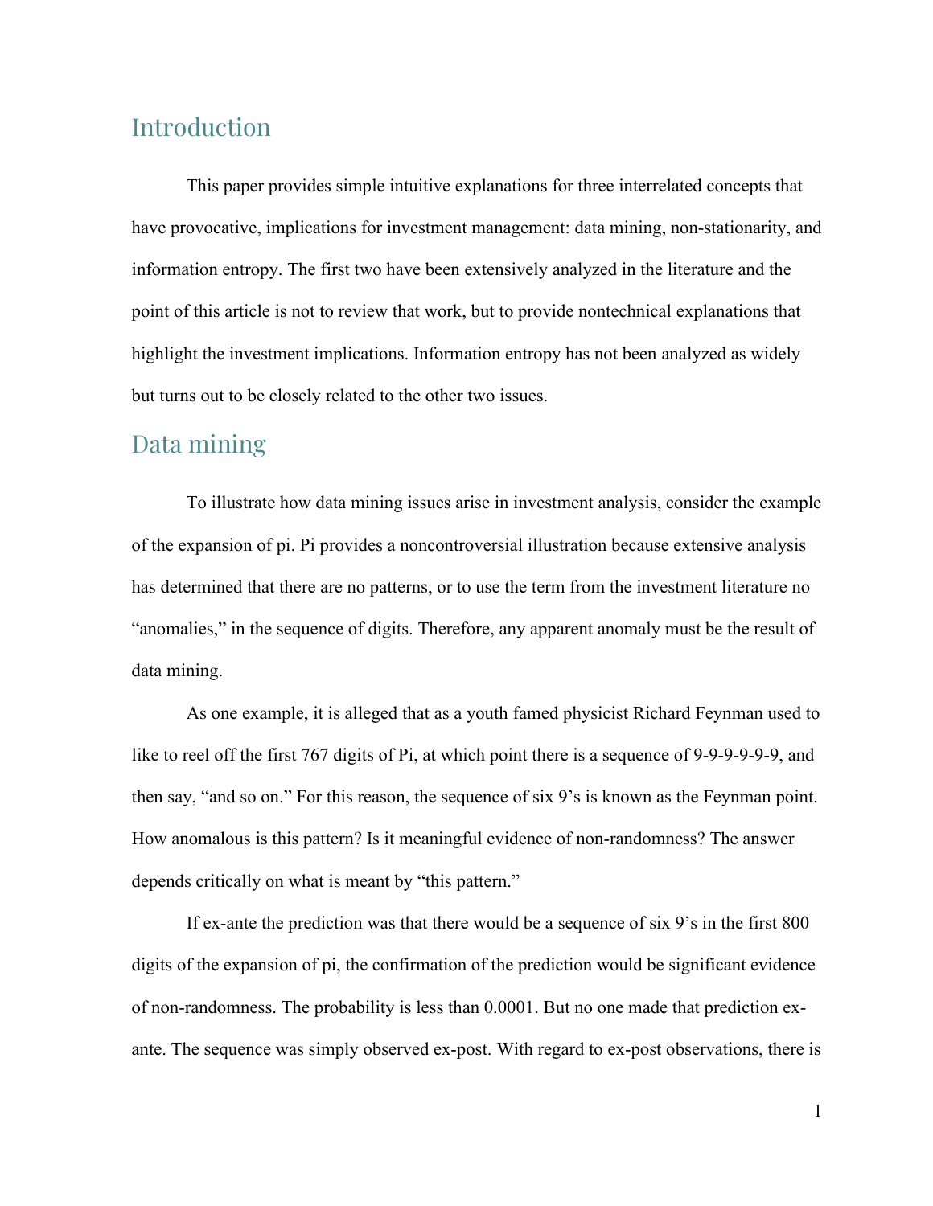## Introduction

This paper provides simple intuitive explanations for three interrelated concepts that have provocative, implications for investment management: data mining, non-stationarity, and information entropy. The first two have been extensively analyzed in the literature and the point of this article is not to review that work, but to provide nontechnical explanations that highlight the investment implications. Information entropy has not been analyzed as widely but turns out to be closely related to the other two issues.

## Data mining

To illustrate how data mining issues arise in investment analysis, consider the example of the expansion of pi. Pi provides a noncontroversial illustration because extensive analysis has determined that there are no patterns, or to use the term from the investment literature no "anomalies," in the sequence of digits. Therefore, any apparent anomaly must be the result of data mining.

As one example, it is alleged that as a youth famed physicist Richard Feynman used to like to reel off the first 767 digits of Pi, at which point there is a sequence of 9-9-9-9-9-9, and then say, "and so on." For this reason, the sequence of six 9's is known as the Feynman point. How anomalous is this pattern? Is it meaningful evidence of non-randomness? The answer depends critically on what is meant by "this pattern."

If ex-ante the prediction was that there would be a sequence of six 9's in the first 800 digits of the expansion of pi, the confirmation of the prediction would be significant evidence of non-randomness. The probability is less than 0.0001. But no one made that prediction ex-ante. The sequence was simply observed ex-post. With regard to ex-post observations, there is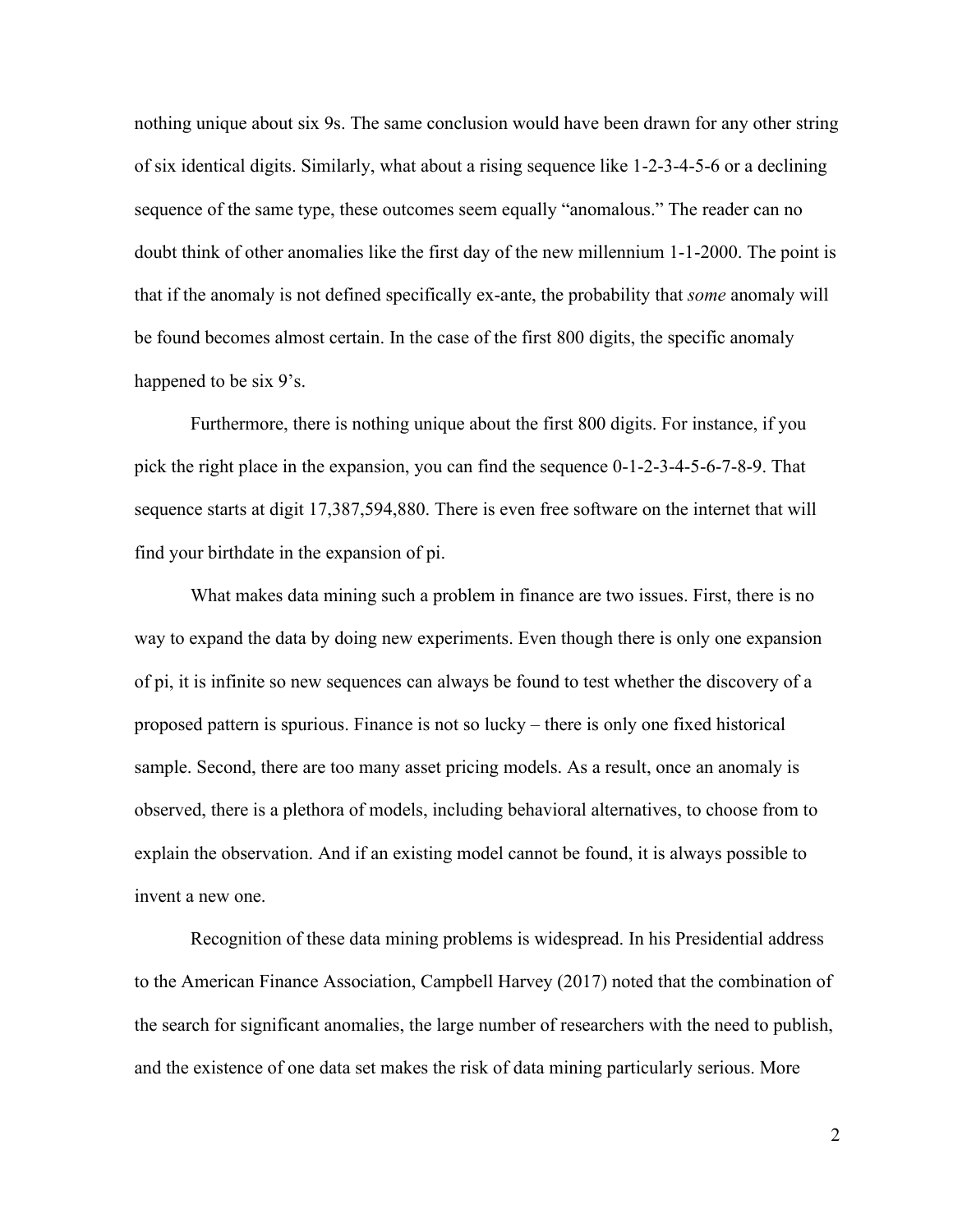nothing unique about six 9s. The same conclusion would have been drawn for any other string of six identical digits. Similarly, what about a rising sequence like 1-2-3-4-5-6 or a declining sequence of the same type, these outcomes seem equally "anomalous." The reader can no doubt think of other anomalies like the first day of the new millennium 1-1-2000. The point is that if the anomaly is not defined specifically ex-ante, the probability that *some* anomaly will be found becomes almost certain. In the case of the first 800 digits, the specific anomaly happened to be six 9's.

Furthermore, there is nothing unique about the first 800 digits. For instance, if you pick the right place in the expansion, you can find the sequence 0-1-2-3-4-5-6-7-8-9. That sequence starts at digit 17,387,594,880. There is even free software on the internet that will find your birthdate in the expansion of pi.

What makes data mining such a problem in finance are two issues. First, there is no way to expand the data by doing new experiments. Even though there is only one expansion of pi, it is infinite so new sequences can always be found to test whether the discovery of a proposed pattern is spurious. Finance is not so lucky – there is only one fixed historical sample. Second, there are too many asset pricing models. As a result, once an anomaly is observed, there is a plethora of models, including behavioral alternatives, to choose from to explain the observation. And if an existing model cannot be found, it is always possible to invent a new one.

Recognition of these data mining problems is widespread. In his Presidential address to the American Finance Association, Campbell Harvey (2017) noted that the combination of the search for significant anomalies, the large number of researchers with the need to publish, and the existence of one data set makes the risk of data mining particularly serious. More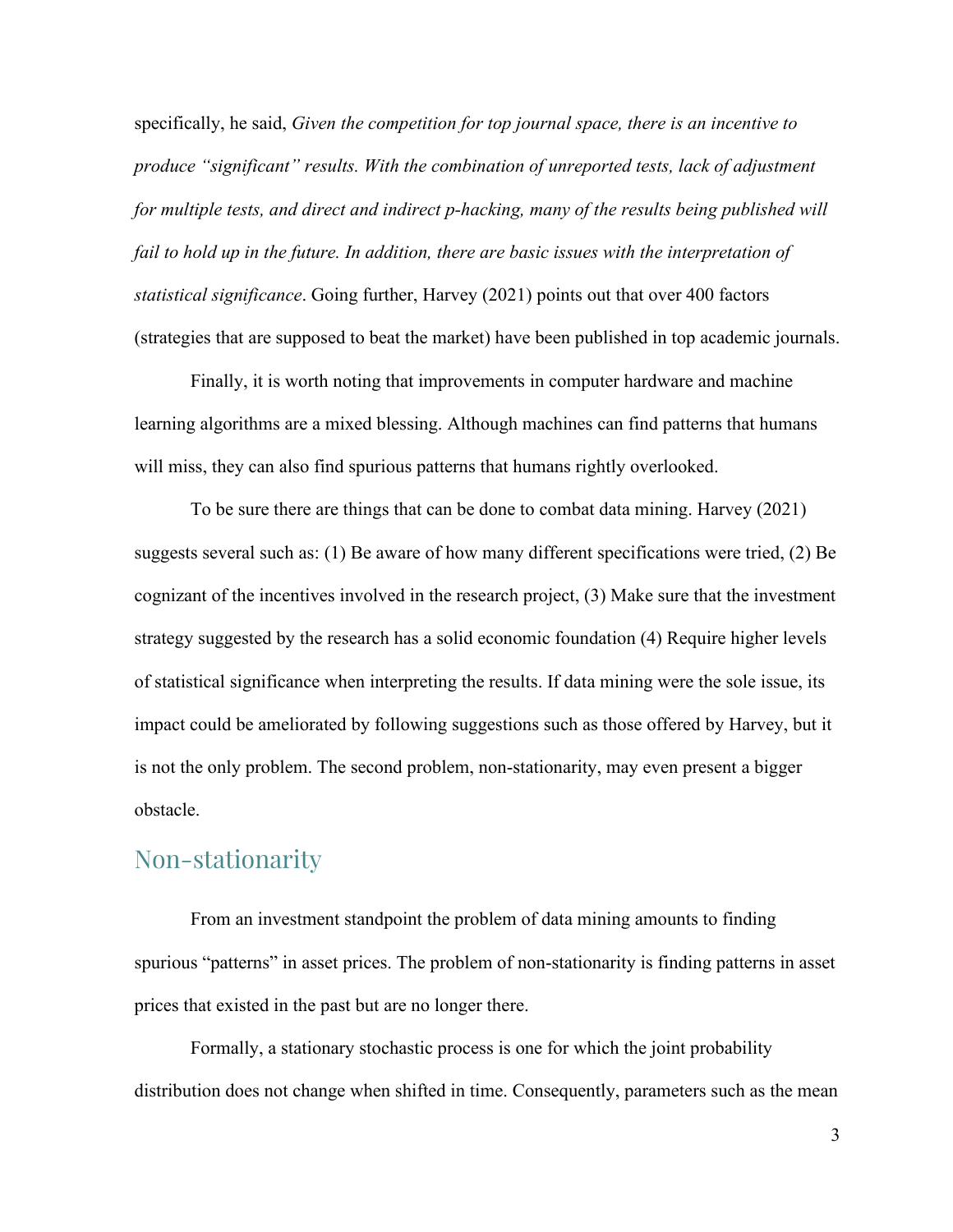specifically, he said, *Given the competition for top journal space, there is an incentive to produce "significant" results. With the combination of unreported tests, lack of adjustment for multiple tests, and direct and indirect p-hacking, many of the results being published will fail to hold up in the future. In addition, there are basic issues with the interpretation of statistical significance*. Going further, Harvey (2021) points out that over 400 factors (strategies that are supposed to beat the market) have been published in top academic journals.

Finally, it is worth noting that improvements in computer hardware and machine learning algorithms are a mixed blessing. Although machines can find patterns that humans will miss, they can also find spurious patterns that humans rightly overlooked.

To be sure there are things that can be done to combat data mining. Harvey (2021) suggests several such as: (1) Be aware of how many different specifications were tried, (2) Be cognizant of the incentives involved in the research project, (3) Make sure that the investment strategy suggested by the research has a solid economic foundation (4) Require higher levels of statistical significance when interpreting the results. If data mining were the sole issue, its impact could be ameliorated by following suggestions such as those offered by Harvey, but it is not the only problem. The second problem, non-stationarity, may even present a bigger obstacle.

## Non-stationarity

From an investment standpoint the problem of data mining amounts to finding spurious "patterns" in asset prices. The problem of non-stationarity is finding patterns in asset prices that existed in the past but are no longer there.

Formally, a stationary stochastic process is one for which the joint probability distribution does not change when shifted in time. Consequently, parameters such as the mean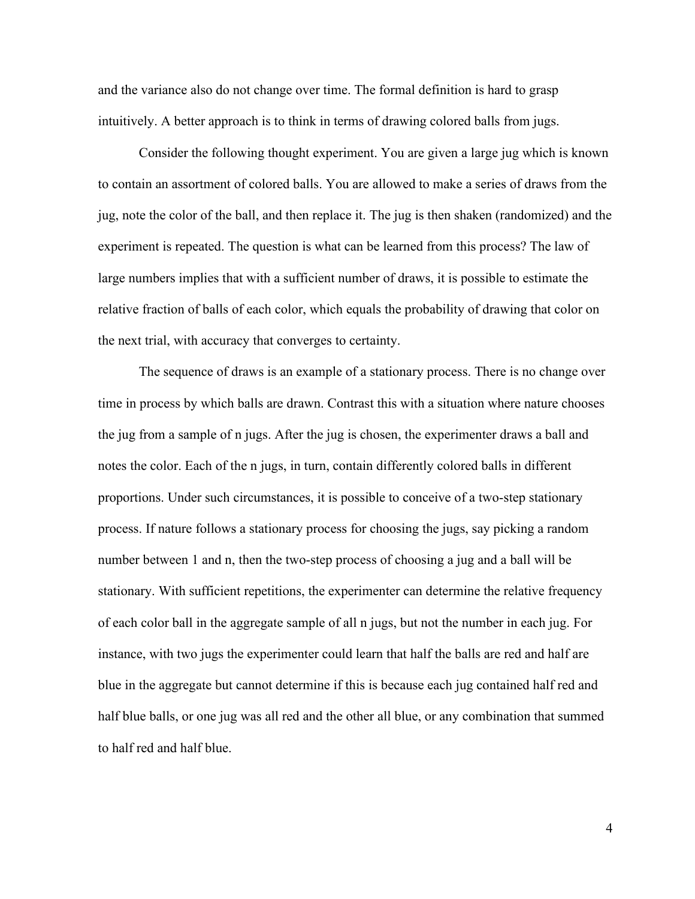and the variance also do not change over time. The formal definition is hard to grasp intuitively. A better approach is to think in terms of drawing colored balls from jugs.

Consider the following thought experiment. You are given a large jug which is known to contain an assortment of colored balls. You are allowed to make a series of draws from the jug, note the color of the ball, and then replace it. The jug is then shaken (randomized) and the experiment is repeated. The question is what can be learned from this process? The law of large numbers implies that with a sufficient number of draws, it is possible to estimate the relative fraction of balls of each color, which equals the probability of drawing that color on the next trial, with accuracy that converges to certainty.

The sequence of draws is an example of a stationary process. There is no change over time in process by which balls are drawn. Contrast this with a situation where nature chooses the jug from a sample of n jugs. After the jug is chosen, the experimenter draws a ball and notes the color. Each of the n jugs, in turn, contain differently colored balls in different proportions. Under such circumstances, it is possible to conceive of a two-step stationary process. If nature follows a stationary process for choosing the jugs, say picking a random number between 1 and n, then the two-step process of choosing a jug and a ball will be stationary. With sufficient repetitions, the experimenter can determine the relative frequency of each color ball in the aggregate sample of all n jugs, but not the number in each jug. For instance, with two jugs the experimenter could learn that half the balls are red and half are blue in the aggregate but cannot determine if this is because each jug contained half red and half blue balls, or one jug was all red and the other all blue, or any combination that summed to half red and half blue.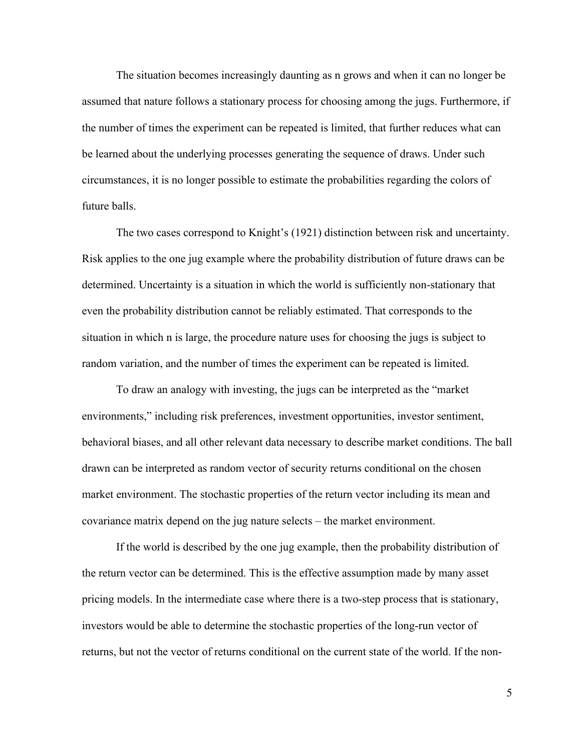The situation becomes increasingly daunting as n grows and when it can no longer be assumed that nature follows a stationary process for choosing among the jugs. Furthermore, if the number of times the experiment can be repeated is limited, that further reduces what can be learned about the underlying processes generating the sequence of draws. Under such circumstances, it is no longer possible to estimate the probabilities regarding the colors of future balls.

The two cases correspond to Knight's (1921) distinction between risk and uncertainty. Risk applies to the one jug example where the probability distribution of future draws can be determined. Uncertainty is a situation in which the world is sufficiently non-stationary that even the probability distribution cannot be reliably estimated. That corresponds to the situation in which n is large, the procedure nature uses for choosing the jugs is subject to random variation, and the number of times the experiment can be repeated is limited.

To draw an analogy with investing, the jugs can be interpreted as the "market environments," including risk preferences, investment opportunities, investor sentiment, behavioral biases, and all other relevant data necessary to describe market conditions. The ball drawn can be interpreted as random vector of security returns conditional on the chosen market environment. The stochastic properties of the return vector including its mean and covariance matrix depend on the jug nature selects – the market environment.

If the world is described by the one jug example, then the probability distribution of the return vector can be determined. This is the effective assumption made by many asset pricing models. In the intermediate case where there is a two-step process that is stationary, investors would be able to determine the stochastic properties of the long-run vector of returns, but not the vector of returns conditional on the current state of the world. If the non-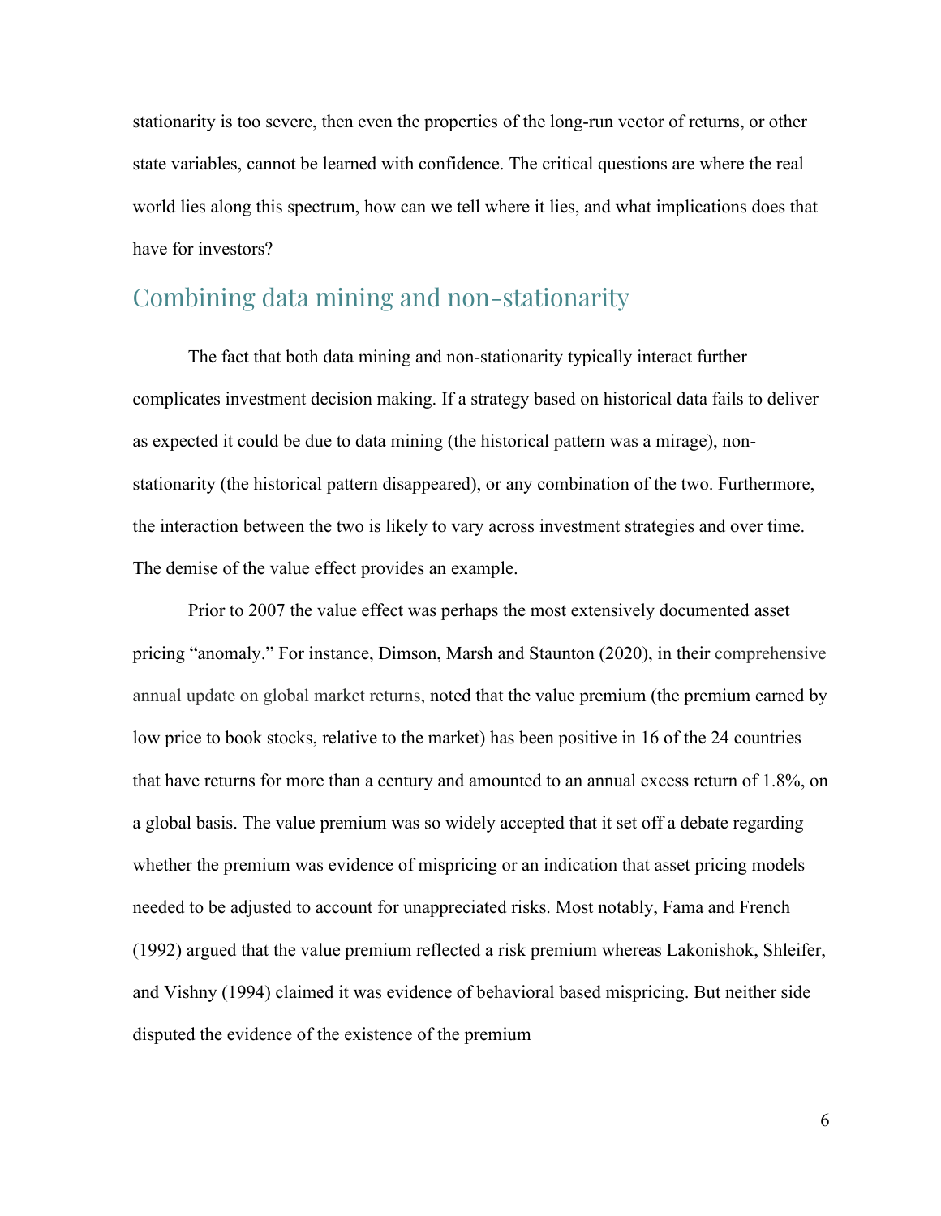stationarity is too severe, then even the properties of the long-run vector of returns, or other state variables, cannot be learned with confidence. The critical questions are where the real world lies along this spectrum, how can we tell where it lies, and what implications does that have for investors?

## Combining data mining and non-stationarity

The fact that both data mining and non-stationarity typically interact further complicates investment decision making. If a strategy based on historical data fails to deliver as expected it could be due to data mining (the historical pattern was a mirage), non-stationarity (the historical pattern disappeared), or any combination of the two. Furthermore, the interaction between the two is likely to vary across investment strategies and over time. The demise of the value effect provides an example.

Prior to 2007 the value effect was perhaps the most extensively documented asset pricing "anomaly." For instance, Dimson, Marsh and Staunton (2020), in their comprehensive annual update on global market returns, noted that the value premium (the premium earned by low price to book stocks, relative to the market) has been positive in 16 of the 24 countries that have returns for more than a century and amounted to an annual excess return of 1.8%, on a global basis. The value premium was so widely accepted that it set off a debate regarding whether the premium was evidence of mispricing or an indication that asset pricing models needed to be adjusted to account for unappreciated risks. Most notably, Fama and French (1992) argued that the value premium reflected a risk premium whereas Lakonishok, Shleifer, and Vishny (1994) claimed it was evidence of behavioral based mispricing. But neither side disputed the evidence of the existence of the premium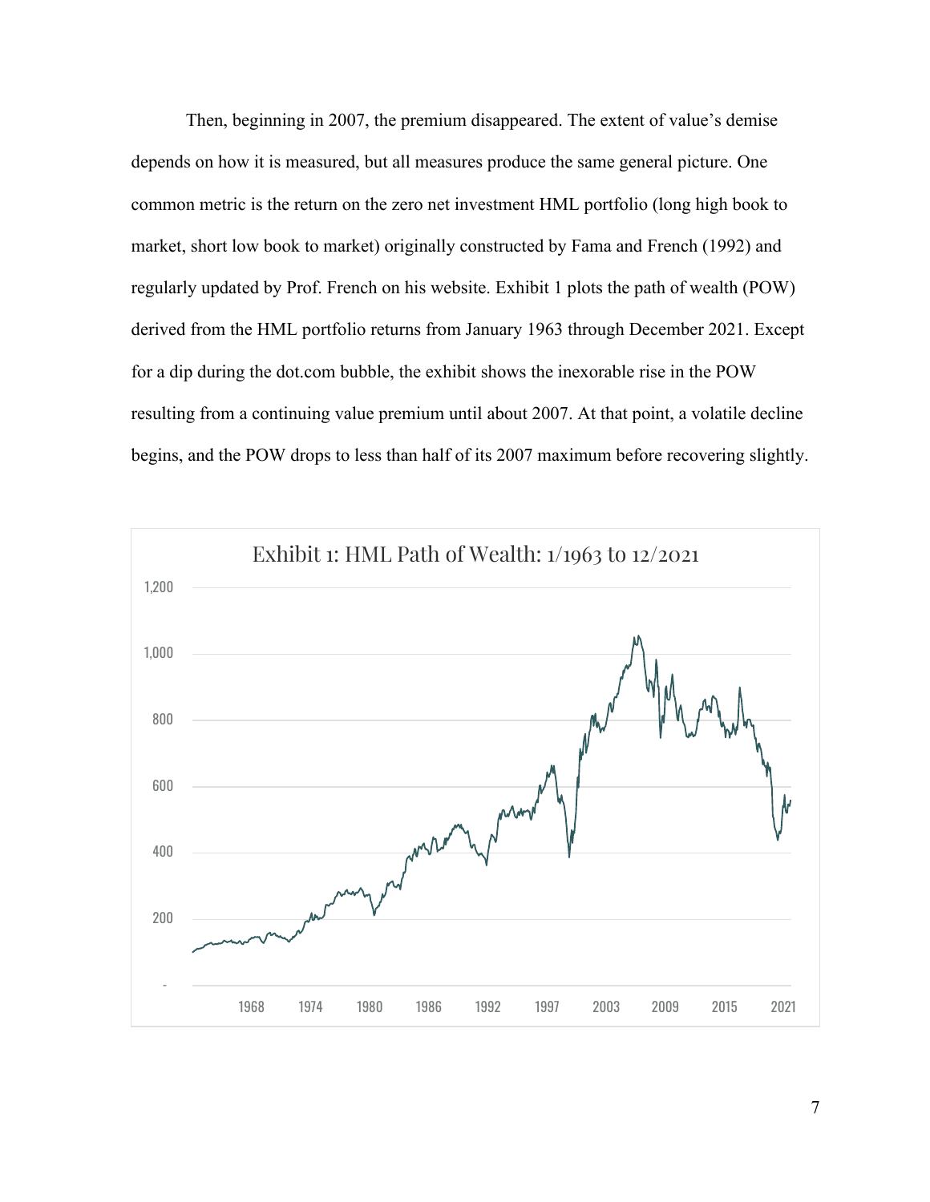Then, beginning in 2007, the premium disappeared. The extent of value's demise depends on how it is measured, but all measures produce the same general picture. One common metric is the return on the zero net investment HML portfolio (long high book to market, short low book to market) originally constructed by Fama and French (1992) and regularly updated by Prof. French on his website. Exhibit 1 plots the path of wealth (POW) derived from the HML portfolio returns from January 1963 through December 2021. Except for a dip during the dot.com bubble, the exhibit shows the inexorable rise in the POW resulting from a continuing value premium until about 2007. At that point, a volatile decline begins, and the POW drops to less than half of its 2007 maximum before recovering slightly.

Exhibit 1: HML Path of Wealth: 1/1963 to 12/2021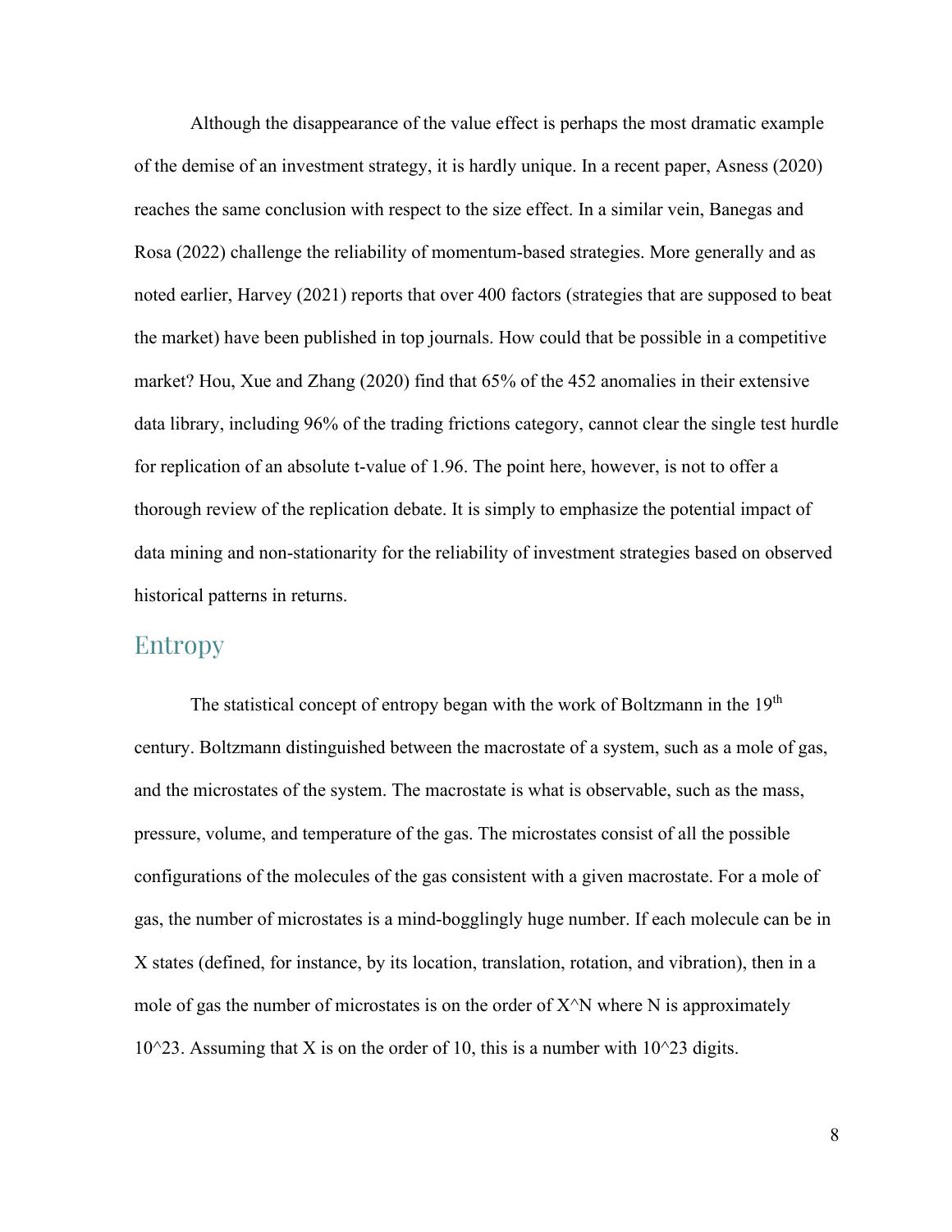Although the disappearance of the value effect is perhaps the most dramatic example of the demise of an investment strategy, it is hardly unique. In a recent paper, Asness (2020) reaches the same conclusion with respect to the size effect. In a similar vein, Banegas and Rosa (2022) challenge the reliability of momentum-based strategies. More generally and as noted earlier, Harvey (2021) reports that over 400 factors (strategies that are supposed to beat the market) have been published in top journals. How could that be possible in a competitive market? Hou, Xue and Zhang (2020) find that 65% of the 452 anomalies in their extensive data library, including 96% of the trading frictions category, cannot clear the single test hurdle for replication of an absolute t-value of 1.96. The point here, however, is not to offer a thorough review of the replication debate. It is simply to emphasize the potential impact of data mining and non-stationarity for the reliability of investment strategies based on observed historical patterns in returns.

## Entropy

The statistical concept of entropy began with the work of Boltzmann in the 19th century. Boltzmann distinguished between the macrostate of a system, such as a mole of gas, and the microstates of the system. The macrostate is what is observable, such as the mass, pressure, volume, and temperature of the gas. The microstates consist of all the possible configurations of the molecules of the gas consistent with a given macrostate. For a mole of gas, the number of microstates is a mind-bogglingly huge number. If each molecule can be in X states (defined, for instance, by its location, translation, rotation, and vibration), then in a mole of gas the number of microstates is on the order of $X^N$ where N is approximately $10^{23}$. Assuming that X is on the order of 10, this is a number with $10^{23}$ digits.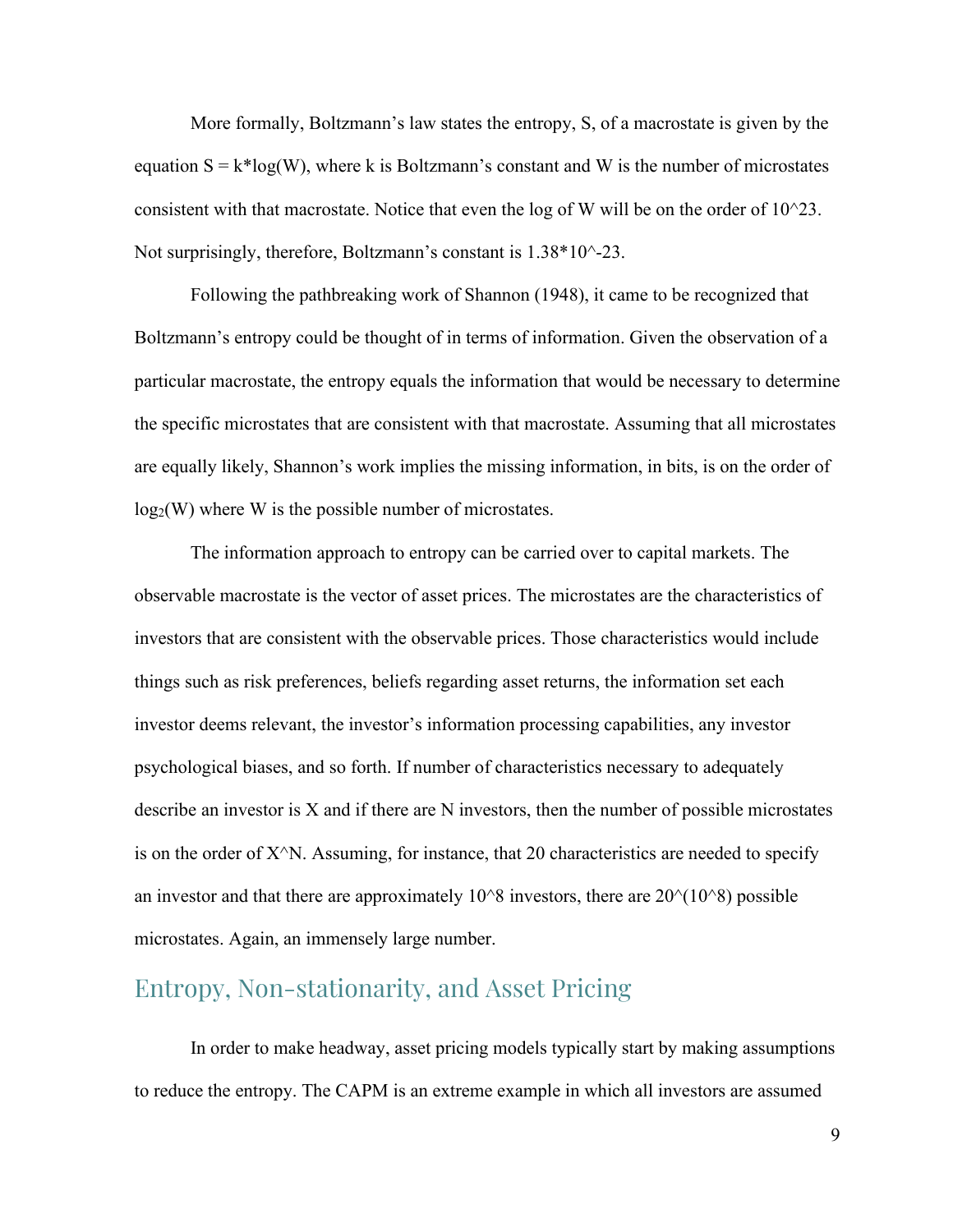More formally, Boltzmann's law states the entropy, $S$, of a macrostate is given by the equation $S = k*\log(W)$, where $k$ is Boltzmann's constant and $W$ is the number of microstates consistent with that macrostate. Notice that even the log of $W$ will be on the order of $10^{23}$. Not surprisingly, therefore, Boltzmann's constant is $1.38*10^{-23}$.

Following the pathbreaking work of Shannon (1948), it came to be recognized that Boltzmann's entropy could be thought of in terms of information. Given the observation of a particular macrostate, the entropy equals the information that would be necessary to determine the specific microstates that are consistent with that macrostate. Assuming that all microstates are equally likely, Shannon's work implies the missing information, in bits, is on the order of $\log_2(W)$ where $W$ is the possible number of microstates.

The information approach to entropy can be carried over to capital markets. The observable macrostate is the vector of asset prices. The microstates are the characteristics of investors that are consistent with the observable prices. Those characteristics would include things such as risk preferences, beliefs regarding asset returns, the information set each investor deems relevant, the investor's information processing capabilities, any investor psychological biases, and so forth. If number of characteristics necessary to adequately describe an investor is $X$ and if there are $N$ investors, then the number of possible microstates is on the order of $X^N$. Assuming, for instance, that 20 characteristics are needed to specify an investor and that there are approximately $10^8$ investors, there are $20^{(10^8)}$ possible microstates. Again, an immensely large number.

## Entropy, Non-stationarity, and Asset Pricing

In order to make headway, asset pricing models typically start by making assumptions to reduce the entropy. The CAPM is an extreme example in which all investors are assumed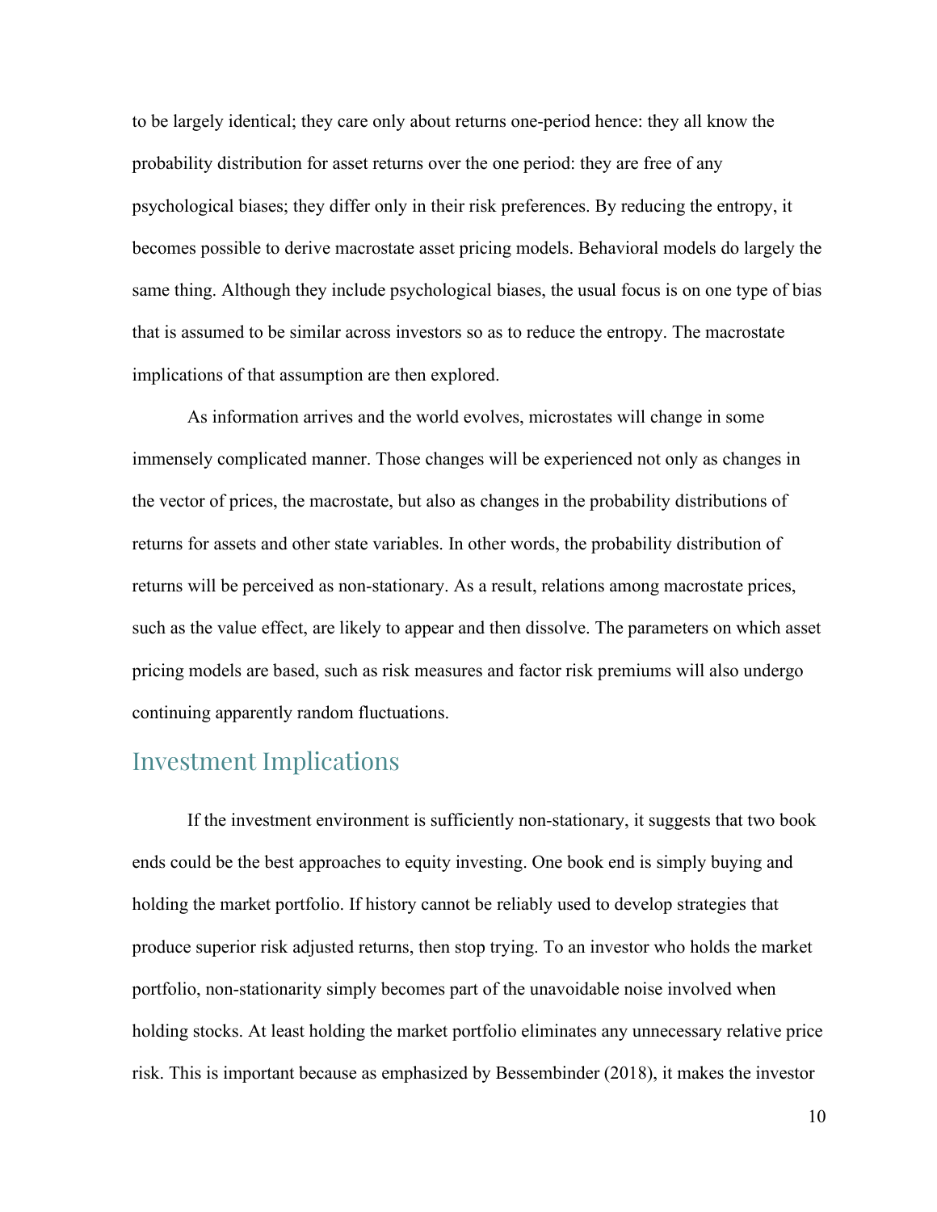to be largely identical; they care only about returns one-period hence: they all know the probability distribution for asset returns over the one period: they are free of any psychological biases; they differ only in their risk preferences. By reducing the entropy, it becomes possible to derive macrostate asset pricing models. Behavioral models do largely the same thing. Although they include psychological biases, the usual focus is on one type of bias that is assumed to be similar across investors so as to reduce the entropy. The macrostate implications of that assumption are then explored.

As information arrives and the world evolves, microstates will change in some immensely complicated manner. Those changes will be experienced not only as changes in the vector of prices, the macrostate, but also as changes in the probability distributions of returns for assets and other state variables. In other words, the probability distribution of returns will be perceived as non-stationary. As a result, relations among macrostate prices, such as the value effect, are likely to appear and then dissolve. The parameters on which asset pricing models are based, such as risk measures and factor risk premiums will also undergo continuing apparently random fluctuations.

## Investment Implications

If the investment environment is sufficiently non-stationary, it suggests that two book ends could be the best approaches to equity investing. One book end is simply buying and holding the market portfolio. If history cannot be reliably used to develop strategies that produce superior risk adjusted returns, then stop trying. To an investor who holds the market portfolio, non-stationarity simply becomes part of the unavoidable noise involved when holding stocks. At least holding the market portfolio eliminates any unnecessary relative price risk. This is important because as emphasized by Bessembinder (2018), it makes the investor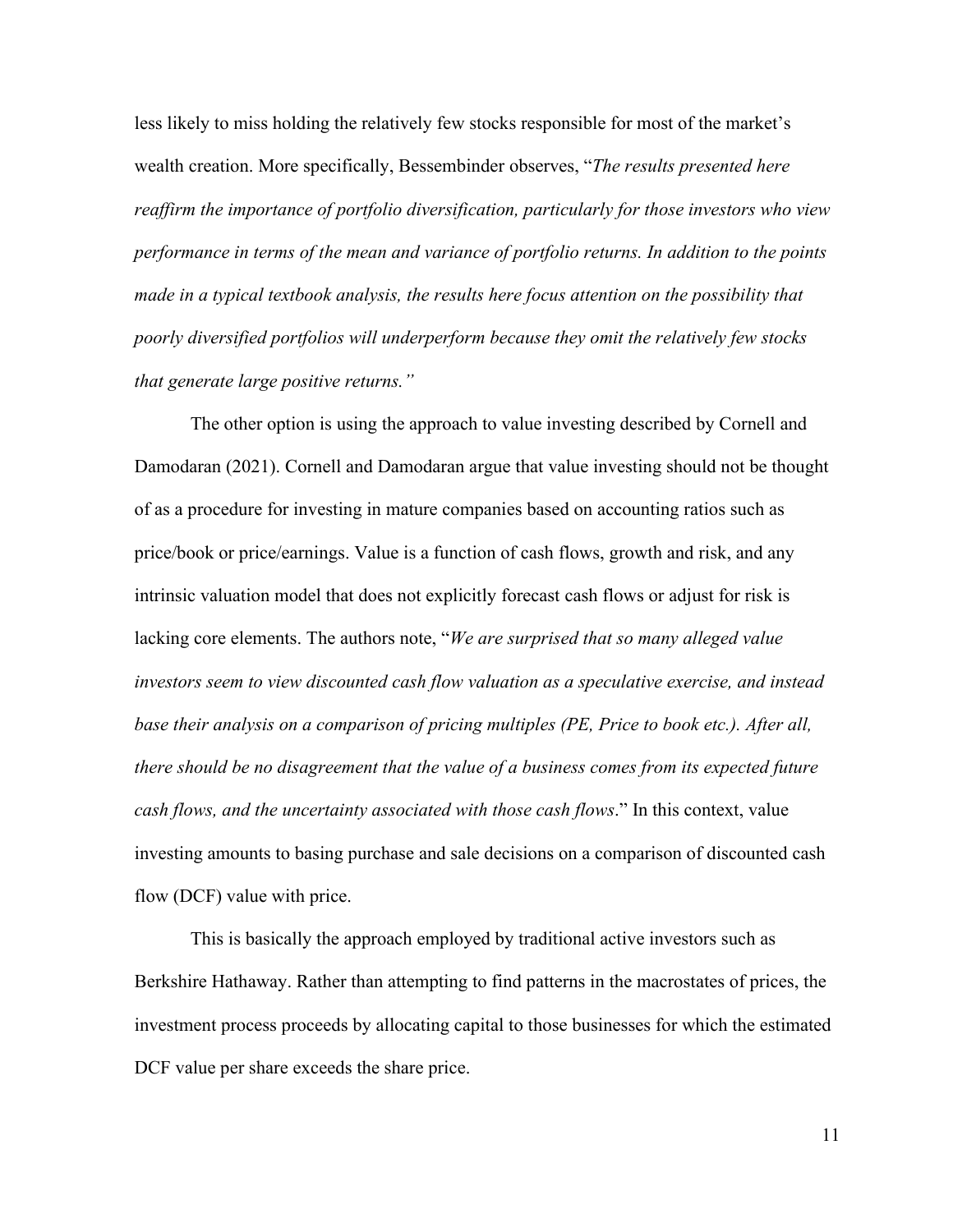less likely to miss holding the relatively few stocks responsible for most of the market's wealth creation. More specifically, Bessembinder observes, "*The results presented here reaffirm the importance of portfolio diversification, particularly for those investors who view performance in terms of the mean and variance of portfolio returns. In addition to the points made in a typical textbook analysis, the results here focus attention on the possibility that poorly diversified portfolios will underperform because they omit the relatively few stocks that generate large positive returns.*"

The other option is using the approach to value investing described by Cornell and Damodaran (2021). Cornell and Damodaran argue that value investing should not be thought of as a procedure for investing in mature companies based on accounting ratios such as price/book or price/earnings. Value is a function of cash flows, growth and risk, and any intrinsic valuation model that does not explicitly forecast cash flows or adjust for risk is lacking core elements. The authors note, "*We are surprised that so many alleged value investors seem to view discounted cash flow valuation as a speculative exercise, and instead base their analysis on a comparison of pricing multiples (PE, Price to book etc.). After all, there should be no disagreement that the value of a business comes from its expected future cash flows, and the uncertainty associated with those cash flows*." In this context, value investing amounts to basing purchase and sale decisions on a comparison of discounted cash flow (DCF) value with price.

This is basically the approach employed by traditional active investors such as Berkshire Hathaway. Rather than attempting to find patterns in the macrostates of prices, the investment process proceeds by allocating capital to those businesses for which the estimated DCF value per share exceeds the share price.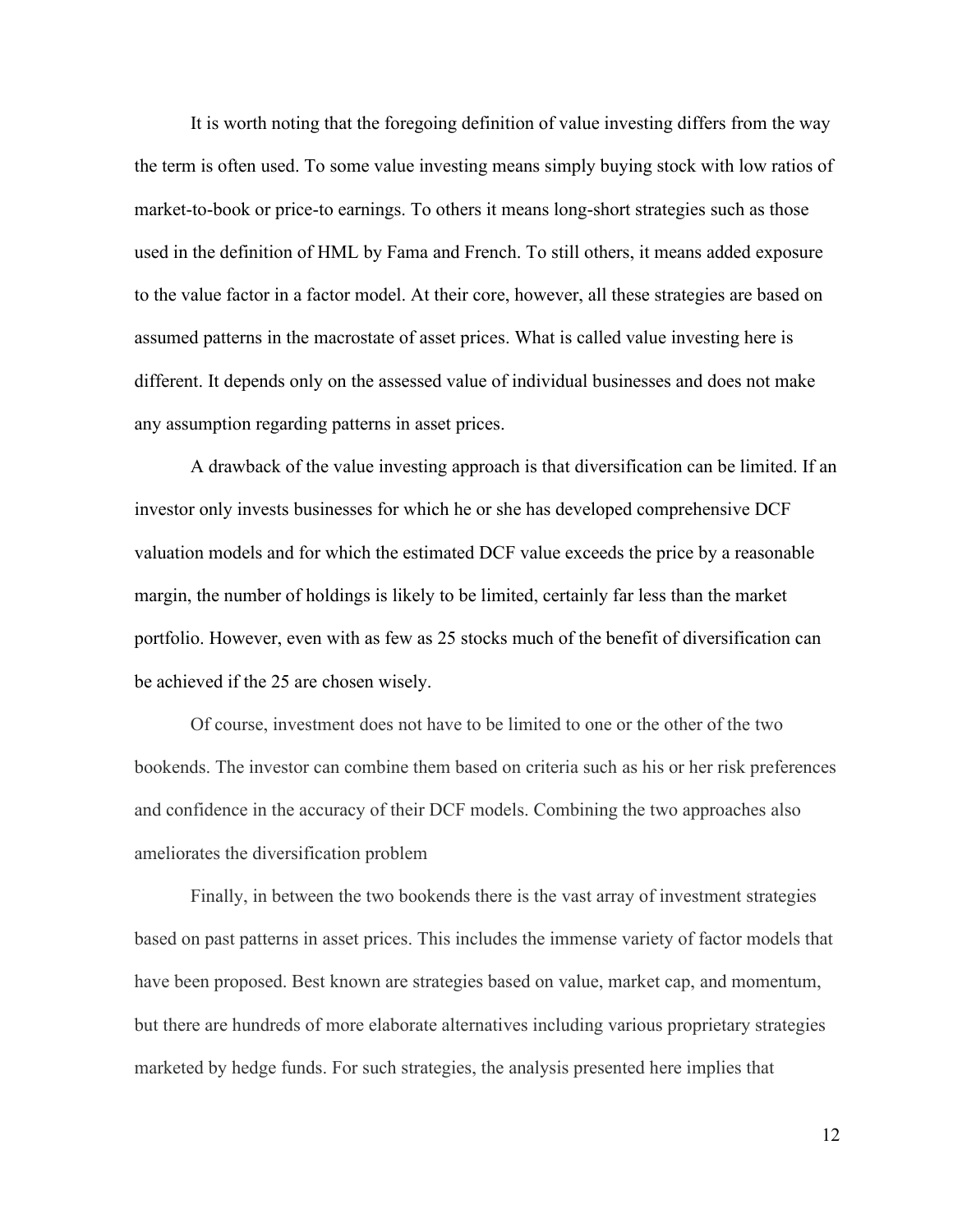It is worth noting that the foregoing definition of value investing differs from the way the term is often used. To some value investing means simply buying stock with low ratios of market-to-book or price-to earnings. To others it means long-short strategies such as those used in the definition of HML by Fama and French. To still others, it means added exposure to the value factor in a factor model. At their core, however, all these strategies are based on assumed patterns in the macrostate of asset prices. What is called value investing here is different. It depends only on the assessed value of individual businesses and does not make any assumption regarding patterns in asset prices.

A drawback of the value investing approach is that diversification can be limited. If an investor only invests businesses for which he or she has developed comprehensive DCF valuation models and for which the estimated DCF value exceeds the price by a reasonable margin, the number of holdings is likely to be limited, certainly far less than the market portfolio. However, even with as few as 25 stocks much of the benefit of diversification can be achieved if the 25 are chosen wisely.

Of course, investment does not have to be limited to one or the other of the two bookends. The investor can combine them based on criteria such as his or her risk preferences and confidence in the accuracy of their DCF models. Combining the two approaches also ameliorates the diversification problem

Finally, in between the two bookends there is the vast array of investment strategies based on past patterns in asset prices. This includes the immense variety of factor models that have been proposed. Best known are strategies based on value, market cap, and momentum, but there are hundreds of more elaborate alternatives including various proprietary strategies marketed by hedge funds. For such strategies, the analysis presented here implies that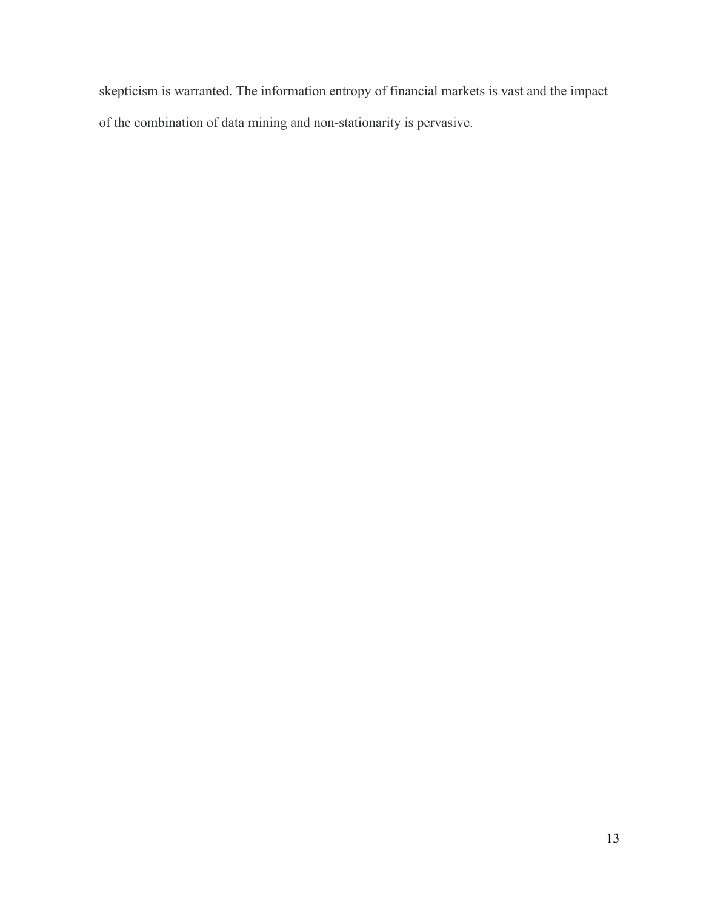skepticism is warranted. The information entropy of financial markets is vast and the impact of the combination of data mining and non-stationarity is pervasive.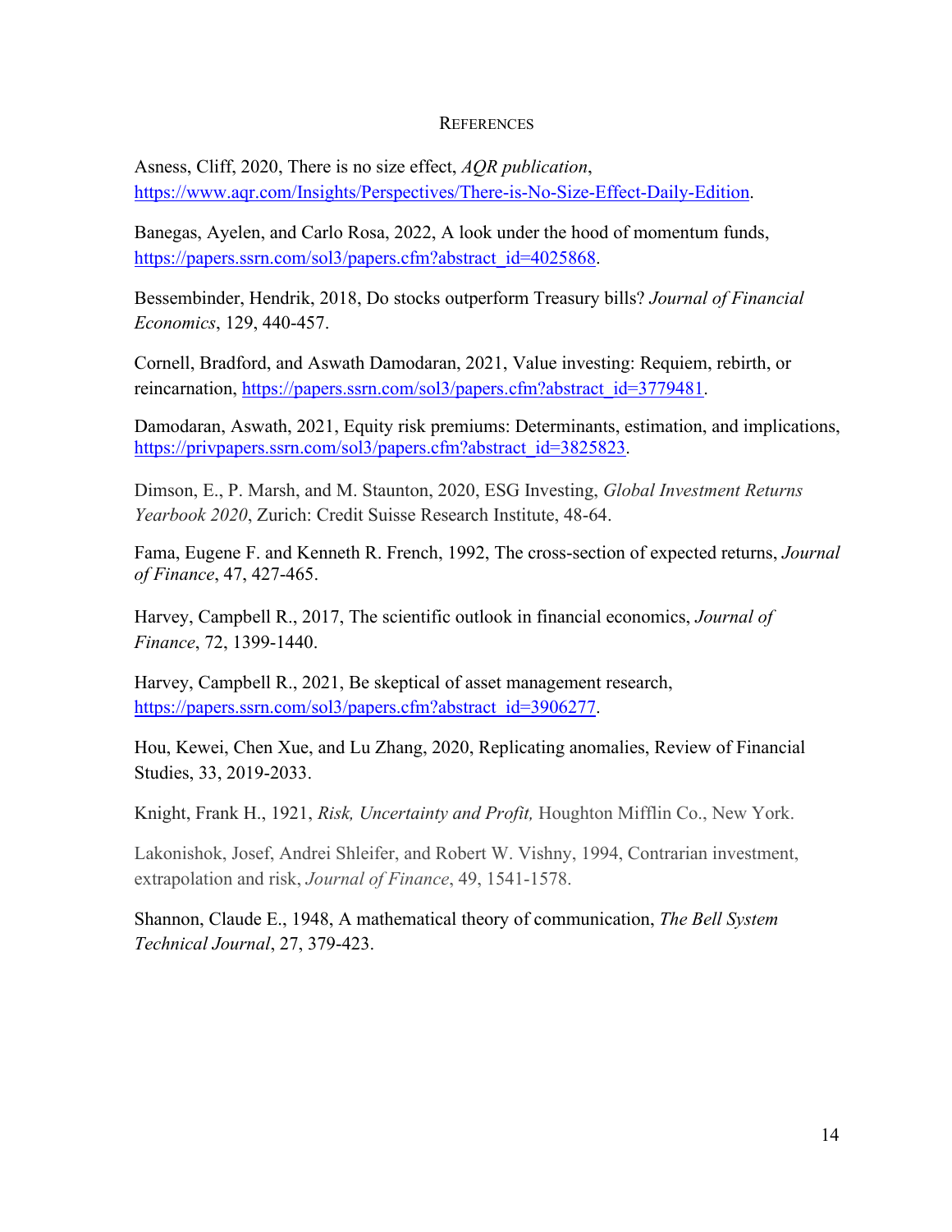## REFERENCES

Asness, Cliff, 2020, There is no size effect, *AQR publication*, https://www.aqr.com/Insights/Perspectives/There-is-No-Size-Effect-Daily-Edition.

Banegas, Ayelen, and Carlo Rosa, 2022, A look under the hood of momentum funds, https://papers.ssrn.com/sol3/papers.cfm?abstract_id=4025868.

Bessembinder, Hendrik, 2018, Do stocks outperform Treasury bills? *Journal of Financial Economics*, 129, 440-457.

Cornell, Bradford, and Aswath Damodaran, 2021, Value investing: Requiem, rebirth, or reincarnation, https://papers.ssrn.com/sol3/papers.cfm?abstract_id=3779481.

Damodaran, Aswath, 2021, Equity risk premiums: Determinants, estimation, and implications, https://privpapers.ssrn.com/sol3/papers.cfm?abstract_id=3825823.

Dimson, E., P. Marsh, and M. Staunton, 2020, ESG Investing, *Global Investment Returns Yearbook 2020*, Zurich: Credit Suisse Research Institute, 48-64.

Fama, Eugene F. and Kenneth R. French, 1992, The cross-section of expected returns, *Journal of Finance*, 47, 427-465.

Harvey, Campbell R., 2017, The scientific outlook in financial economics, *Journal of Finance*, 72, 1399-1440.

Harvey, Campbell R., 2021, Be skeptical of asset management research, https://papers.ssrn.com/sol3/papers.cfm?abstract_id=3906277.

Hou, Kewei, Chen Xue, and Lu Zhang, 2020, Replicating anomalies, Review of Financial Studies, 33, 2019-2033.

Knight, Frank H., 1921, *Risk, Uncertainty and Profit,* Houghton Mifflin Co., New York.

Lakonishok, Josef, Andrei Shleifer, and Robert W. Vishny, 1994, Contrarian investment, extrapolation and risk, *Journal of Finance*, 49, 1541-1578.

Shannon, Claude E., 1948, A mathematical theory of communication, *The Bell System Technical Journal*, 27, 379-423.